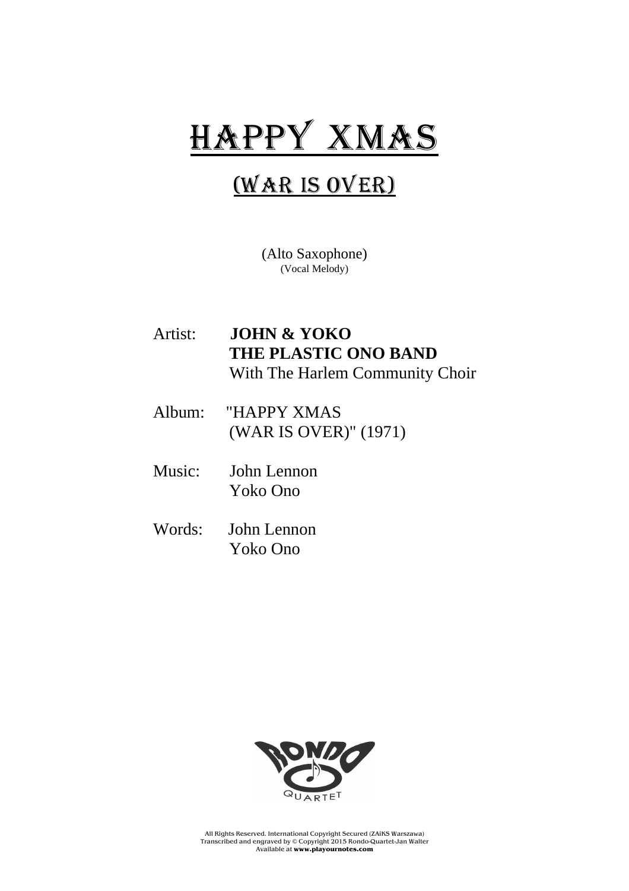# HAPPY XMAS

## (WAR IS OVER)

(Alto Saxophone)
(Vocal Melody)

Artist: **JOHN & YOKO**
**THE PLASTIC ONO BAND**
With The Harlem Community Choir

Album: "HAPPY XMAS
(WAR IS OVER)" (1971)

Music: John Lennon
Yoko Ono

Words: John Lennon
Yoko Ono

RONDO QUARTET

All Rights Reserved. International Copyright Secured (ZAiKS Warszawa)
Transcribed and engraved by © Copyright 2015 Rondo-Quartet-Jan Walter
Available at **www.playournotes.com**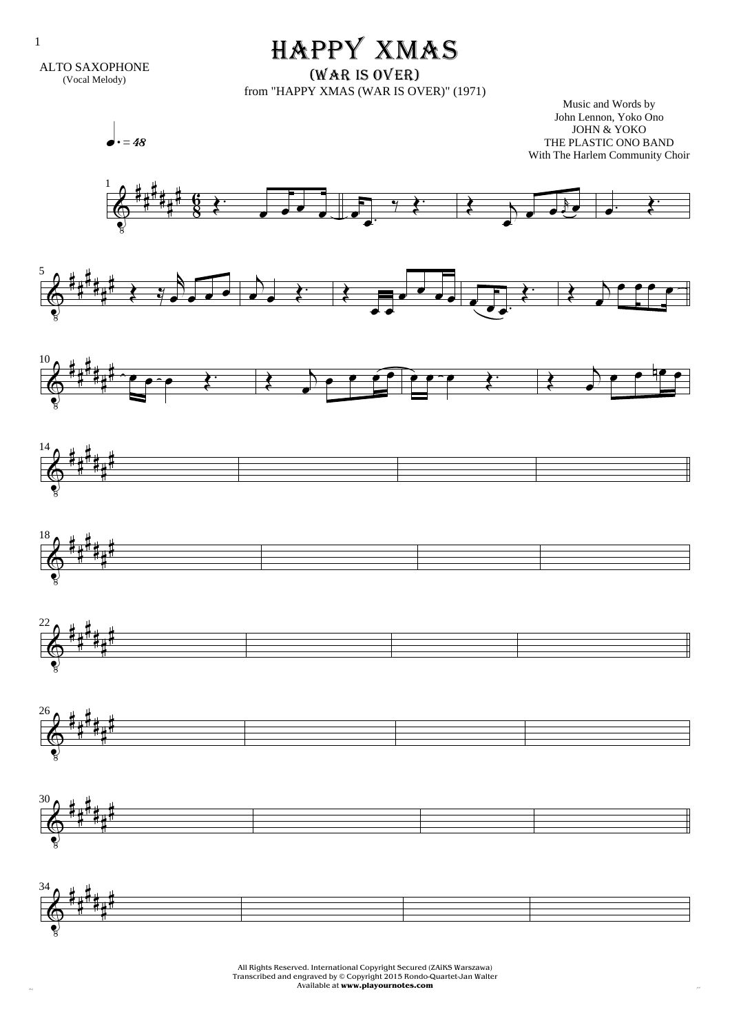ALTO SAXOPHONE
(Vocal Melody)

# HAPPY XMAS
## (WAR IS OVER)

from "HAPPY XMAS (WAR IS OVER)" (1971)

Music and Words by
John Lennon, Yoko Ono
JOHN & YOKO
THE PLASTIC ONO BAND
With The Harlem Community Choir

All Rights Reserved. International Copyright Secured (ZAiKS Warszawa)
Transcribed and engraved by © Copyright 2015 Rondo-Quartet-Jan Walter
Available at **www.playournotes.com**